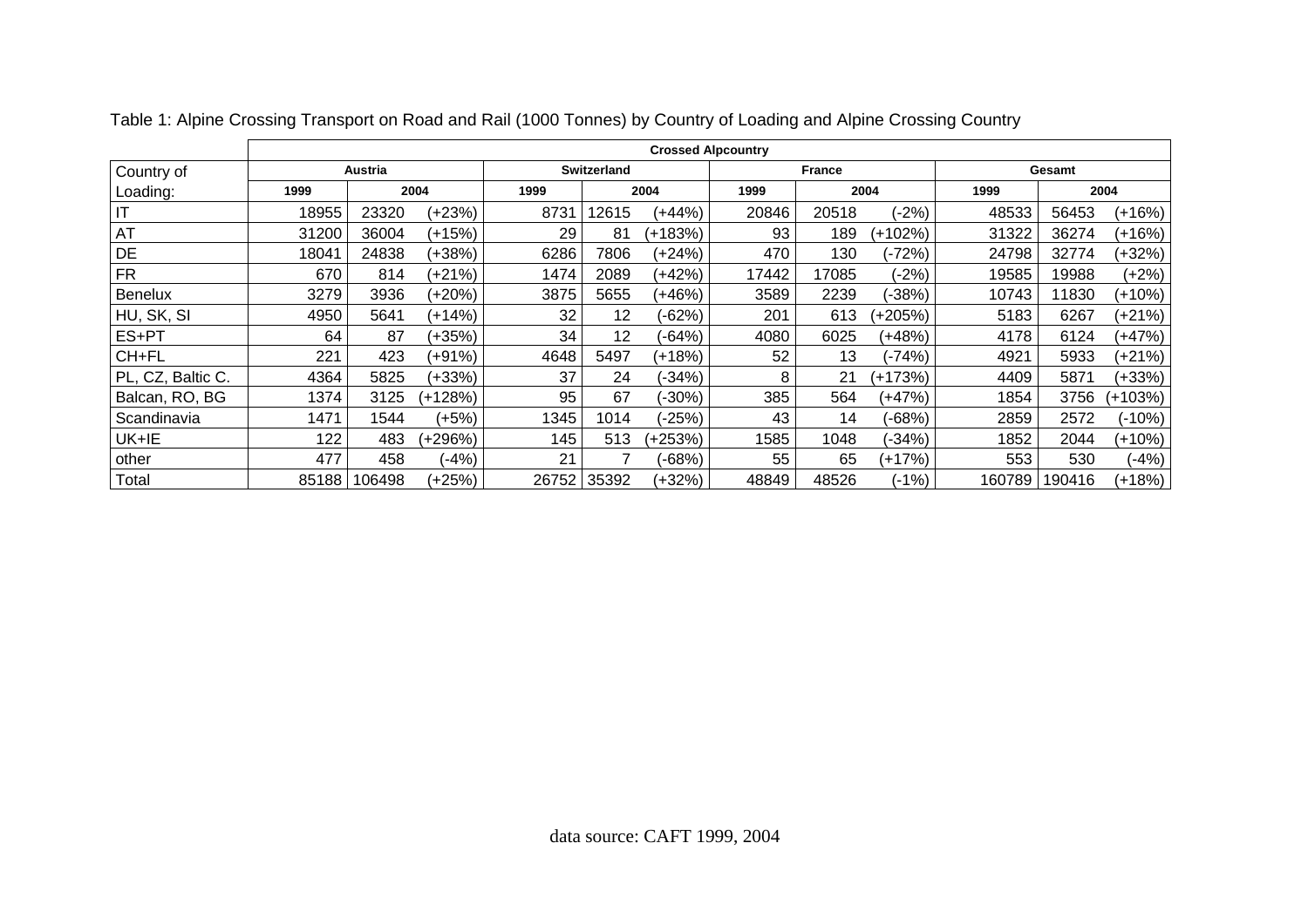Table 1: Alpine Crossing Transport on Road and Rail (1000 Tonnes) by Country of Loading and Alpine Crossing Country

| | Crossed Alpcountry | | | | | | | | | | | |
|---|---|---|---|---|---|---|---|---|---|---|---|---|
| Country of | Austria | | | Switzerland | | | France | | | Gesamt | | |
| Loading: | 1999 | 2004 | | 1999 | 2004 | | 1999 | 2004 | | 1999 | 2004 | |
| IT | 18955 | 23320 | (+23%) | 8731 | 12615 | (+44%) | 20846 | 20518 | (-2%) | 48533 | 56453 | (+16%) |
| AT | 31200 | 36004 | (+15%) | 29 | 81 | (+183%) | 93 | 189 | (+102%) | 31322 | 36274 | (+16%) |
| DE | 18041 | 24838 | (+38%) | 6286 | 7806 | (+24%) | 470 | 130 | (-72%) | 24798 | 32774 | (+32%) |
| FR | 670 | 814 | (+21%) | 1474 | 2089 | (+42%) | 17442 | 17085 | (-2%) | 19585 | 19988 | (+2%) |
| Benelux | 3279 | 3936 | (+20%) | 3875 | 5655 | (+46%) | 3589 | 2239 | (-38%) | 10743 | 11830 | (+10%) |
| HU, SK, SI | 4950 | 5641 | (+14%) | 32 | 12 | (-62%) | 201 | 613 | (+205%) | 5183 | 6267 | (+21%) |
| ES+PT | 64 | 87 | (+35%) | 34 | 12 | (-64%) | 4080 | 6025 | (+48%) | 4178 | 6124 | (+47%) |
| CH+FL | 221 | 423 | (+91%) | 4648 | 5497 | (+18%) | 52 | 13 | (-74%) | 4921 | 5933 | (+21%) |
| PL, CZ, Baltic C. | 4364 | 5825 | (+33%) | 37 | 24 | (-34%) | 8 | 21 | (+173%) | 4409 | 5871 | (+33%) |
| Balcan, RO, BG | 1374 | 3125 | (+128%) | 95 | 67 | (-30%) | 385 | 564 | (+47%) | 1854 | 3756 | (+103%) |
| Scandinavia | 1471 | 1544 | (+5%) | 1345 | 1014 | (-25%) | 43 | 14 | (-68%) | 2859 | 2572 | (-10%) |
| UK+IE | 122 | 483 | (+296%) | 145 | 513 | (+253%) | 1585 | 1048 | (-34%) | 1852 | 2044 | (+10%) |
| other | 477 | 458 | (-4%) | 21 | 7 | (-68%) | 55 | 65 | (+17%) | 553 | 530 | (-4%) |
| Total | 85188 | 106498 | (+25%) | 26752 | 35392 | (+32%) | 48849 | 48526 | (-1%) | 160789 | 190416 | (+18%) |

data source: CAFT 1999, 2004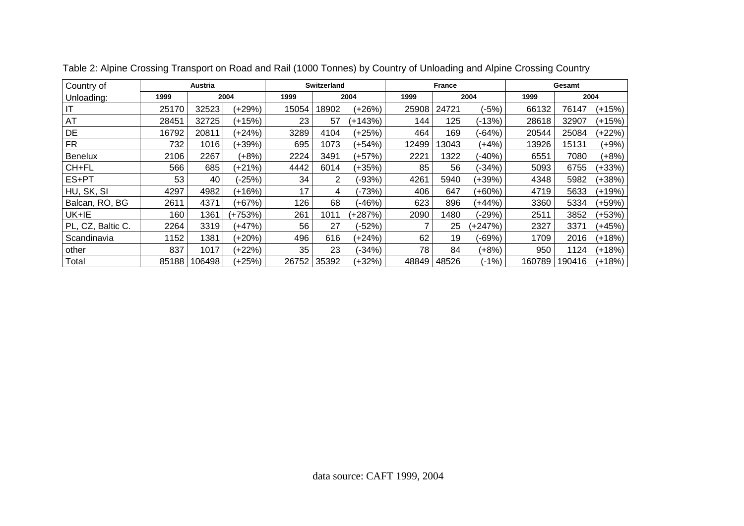Table 2: Alpine Crossing Transport on Road and Rail (1000 Tonnes) by Country of Unloading and Alpine Crossing Country

| Country of | Austria | | | Switzerland | | | France | | | Gesamt | | |
|---|---|---|---|---|---|---|---|---|---|---|---|---|
| Unloading: | 1999 | 2004 | | 1999 | 2004 | | 1999 | 2004 | | 1999 | 2004 | |
| IT | 25170 | 32523 | (+29%) | 15054 | 18902 | (+26%) | 25908 | 24721 | (-5%) | 66132 | 76147 | (+15%) |
| AT | 28451 | 32725 | (+15%) | 23 | 57 | (+143%) | 144 | 125 | (-13%) | 28618 | 32907 | (+15%) |
| DE | 16792 | 20811 | (+24%) | 3289 | 4104 | (+25%) | 464 | 169 | (-64%) | 20544 | 25084 | (+22%) |
| FR | 732 | 1016 | (+39%) | 695 | 1073 | (+54%) | 12499 | 13043 | (+4%) | 13926 | 15131 | (+9%) |
| Benelux | 2106 | 2267 | (+8%) | 2224 | 3491 | (+57%) | 2221 | 1322 | (-40%) | 6551 | 7080 | (+8%) |
| CH+FL | 566 | 685 | (+21%) | 4442 | 6014 | (+35%) | 85 | 56 | (-34%) | 5093 | 6755 | (+33%) |
| ES+PT | 53 | 40 | (-25%) | 34 | 2 | (-93%) | 4261 | 5940 | (+39%) | 4348 | 5982 | (+38%) |
| HU, SK, SI | 4297 | 4982 | (+16%) | 17 | 4 | (-73%) | 406 | 647 | (+60%) | 4719 | 5633 | (+19%) |
| Balcan, RO, BG | 2611 | 4371 | (+67%) | 126 | 68 | (-46%) | 623 | 896 | (+44%) | 3360 | 5334 | (+59%) |
| UK+IE | 160 | 1361 | (+753%) | 261 | 1011 | (+287%) | 2090 | 1480 | (-29%) | 2511 | 3852 | (+53%) |
| PL, CZ, Baltic C. | 2264 | 3319 | (+47%) | 56 | 27 | (-52%) | 7 | 25 | (+247%) | 2327 | 3371 | (+45%) |
| Scandinavia | 1152 | 1381 | (+20%) | 496 | 616 | (+24%) | 62 | 19 | (-69%) | 1709 | 2016 | (+18%) |
| other | 837 | 1017 | (+22%) | 35 | 23 | (-34%) | 78 | 84 | (+8%) | 950 | 1124 | (+18%) |
| Total | 85188 | 106498 | (+25%) | 26752 | 35392 | (+32%) | 48849 | 48526 | (-1%) | 160789 | 190416 | (+18%) |

data source: CAFT 1999, 2004